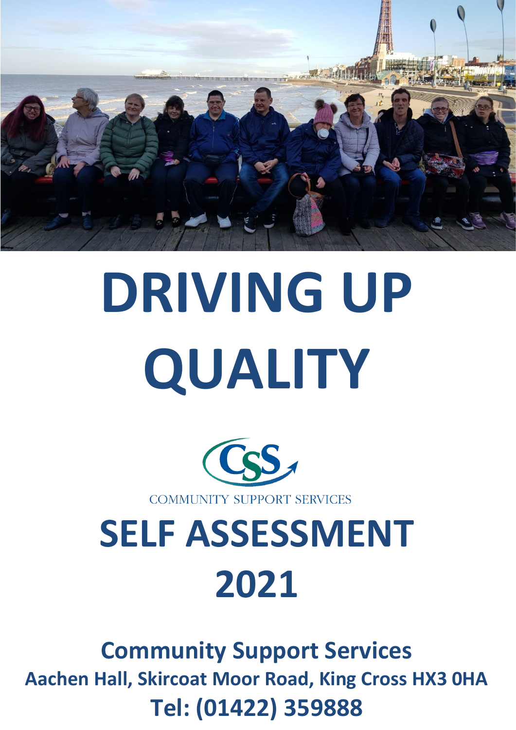# DRIVING UP QUALITY

COMMUNITY SUPPORT SERVICES

# SELF ASSESSMENT 2021

**Community Support Services**

**Aachen Hall, Skircoat Moor Road, King Cross HX3 0HA**

**Tel: (01422) 359888**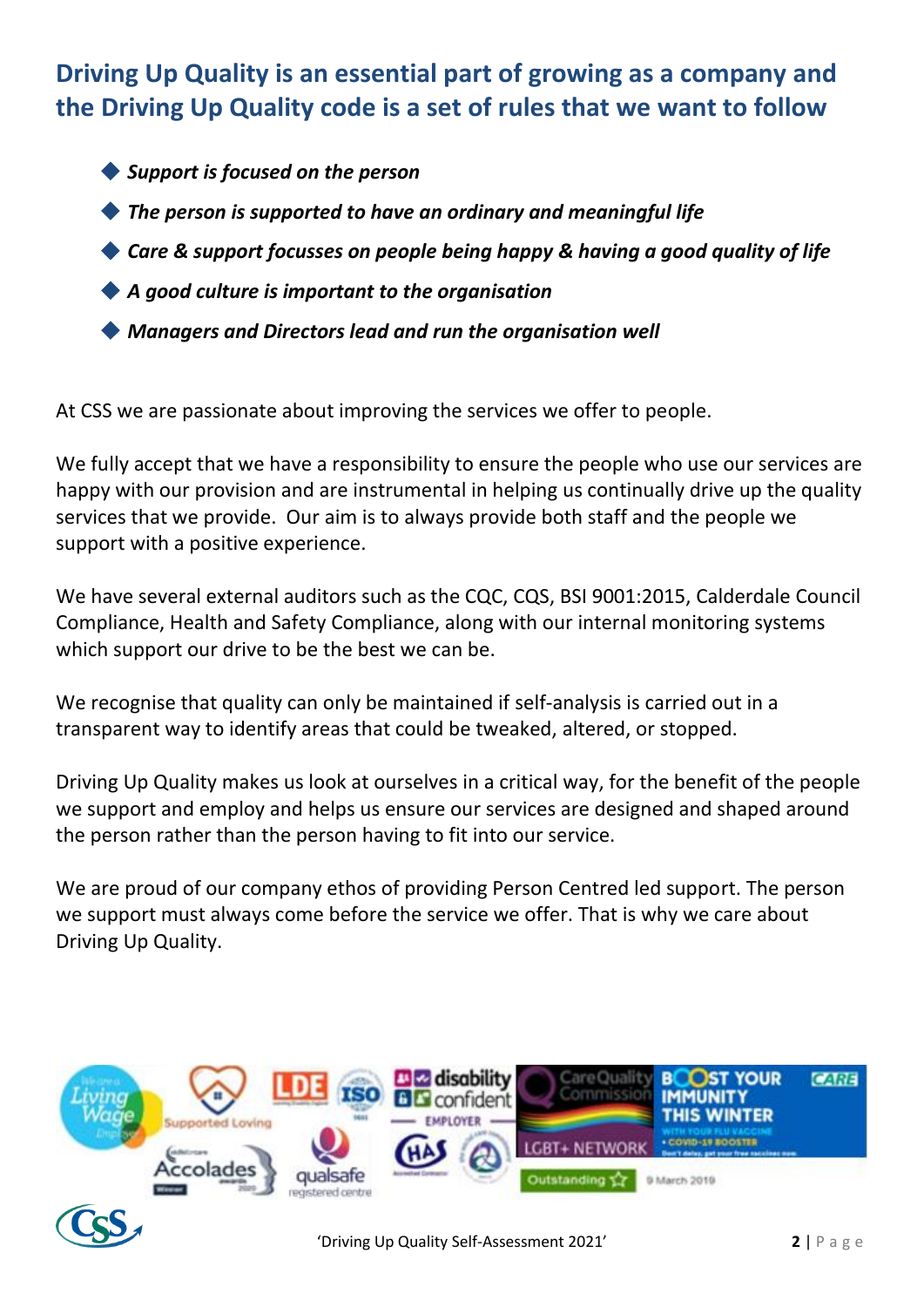## Driving Up Quality is an essential part of growing as a company and the Driving Up Quality code is a set of rules that we want to follow

- ***Support is focused on the person***
- ***The person is supported to have an ordinary and meaningful life***
- ***Care & support focusses on people being happy & having a good quality of life***
- ***A good culture is important to the organisation***
- ***Managers and Directors lead and run the organisation well***

At CSS we are passionate about improving the services we offer to people.

We fully accept that we have a responsibility to ensure the people who use our services are happy with our provision and are instrumental in helping us continually drive up the quality services that we provide. Our aim is to always provide both staff and the people we support with a positive experience.

We have several external auditors such as the CQC, CQS, BSI 9001:2015, Calderdale Council Compliance, Health and Safety Compliance, along with our internal monitoring systems which support our drive to be the best we can be.

We recognise that quality can only be maintained if self-analysis is carried out in a transparent way to identify areas that could be tweaked, altered, or stopped.

Driving Up Quality makes us look at ourselves in a critical way, for the benefit of the people we support and employ and helps us ensure our services are designed and shaped around the person rather than the person having to fit into our service.

We are proud of our company ethos of providing Person Centred led support. The person we support must always come before the service we offer. That is why we care about Driving Up Quality.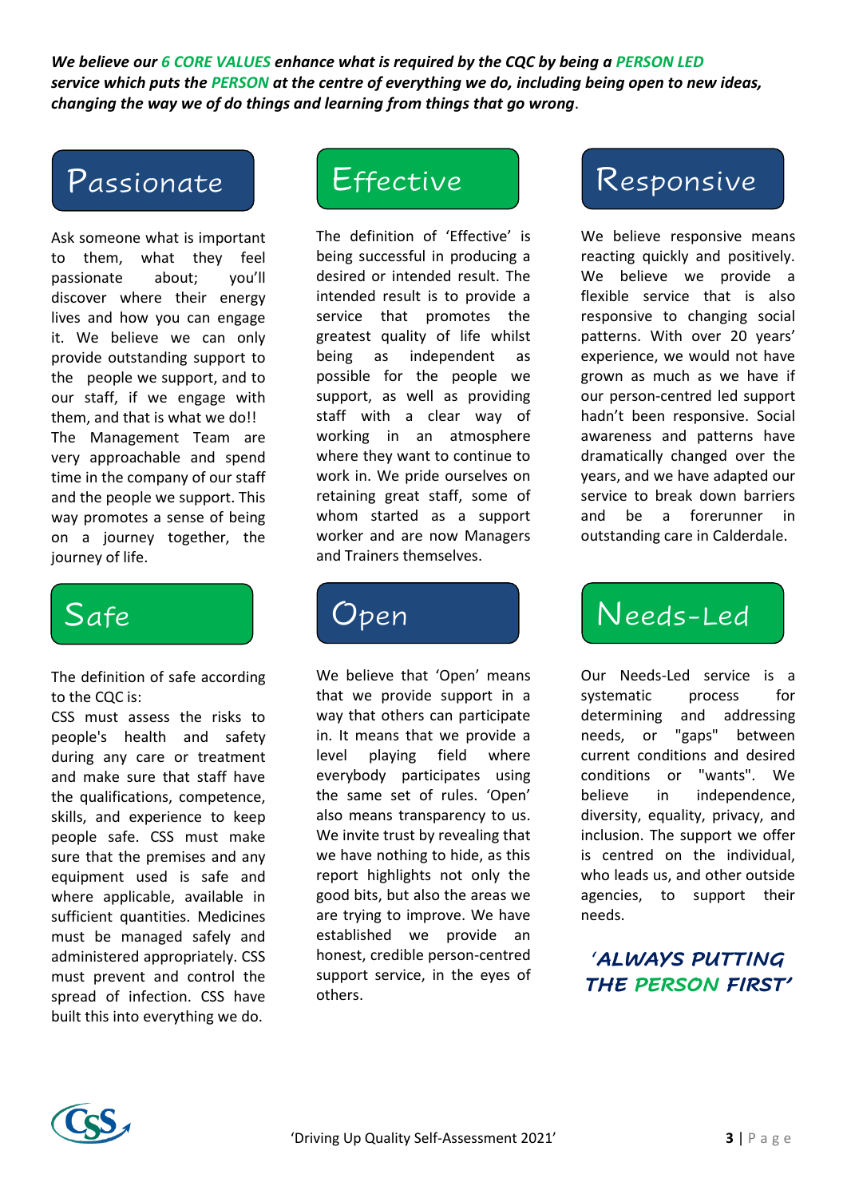***We believe our 6 CORE VALUES enhance what is required by the CQC by being a PERSON LED service which puts the PERSON at the centre of everything we do, including being open to new ideas, changing the way we of do things and learning from things that go wrong.***

## Passionate

Ask someone what is important to them, what they feel passionate about; you'll discover where their energy lives and how you can engage it. We believe we can only provide outstanding support to the people we support, and to our staff, if we engage with them, and that is what we do!! The Management Team are very approachable and spend time in the company of our staff and the people we support. This way promotes a sense of being on a journey together, the journey of life.

## Effective

The definition of 'Effective' is being successful in producing a desired or intended result. The intended result is to provide a service that promotes the greatest quality of life whilst being as independent as possible for the people we support, as well as providing staff with a clear way of working in an atmosphere where they want to continue to work in. We pride ourselves on retaining great staff, some of whom started as a support worker and are now Managers and Trainers themselves.

## Responsive

We believe responsive means reacting quickly and positively. We believe we provide a flexible service that is also responsive to changing social patterns. With over 20 years' experience, we would not have grown as much as we have if our person-centred led support hadn't been responsive. Social awareness and patterns have dramatically changed over the years, and we have adapted our service to break down barriers and be a forerunner in outstanding care in Calderdale.

## Safe

The definition of safe according to the CQC is:
CSS must assess the risks to people's health and safety during any care or treatment and make sure that staff have the qualifications, competence, skills, and experience to keep people safe. CSS must make sure that the premises and any equipment used is safe and where applicable, available in sufficient quantities. Medicines must be managed safely and administered appropriately. CSS must prevent and control the spread of infection. CSS have built this into everything we do.

## Open

We believe that 'Open' means that we provide support in a way that others can participate in. It means that we provide a level playing field where everybody participates using the same set of rules. 'Open' also means transparency to us. We invite trust by revealing that we have nothing to hide, as this report highlights not only the good bits, but also the areas we are trying to improve. We have established we provide an honest, credible person-centred support service, in the eyes of others.

## Needs-Led

Our Needs-Led service is a systematic process for determining and addressing needs, or "gaps" between current conditions and desired conditions or "wants". We believe in independence, diversity, equality, privacy, and inclusion. The support we offer is centred on the individual, who leads us, and other outside agencies, to support their needs.

***'ALWAYS PUTTING THE PERSON FIRST'***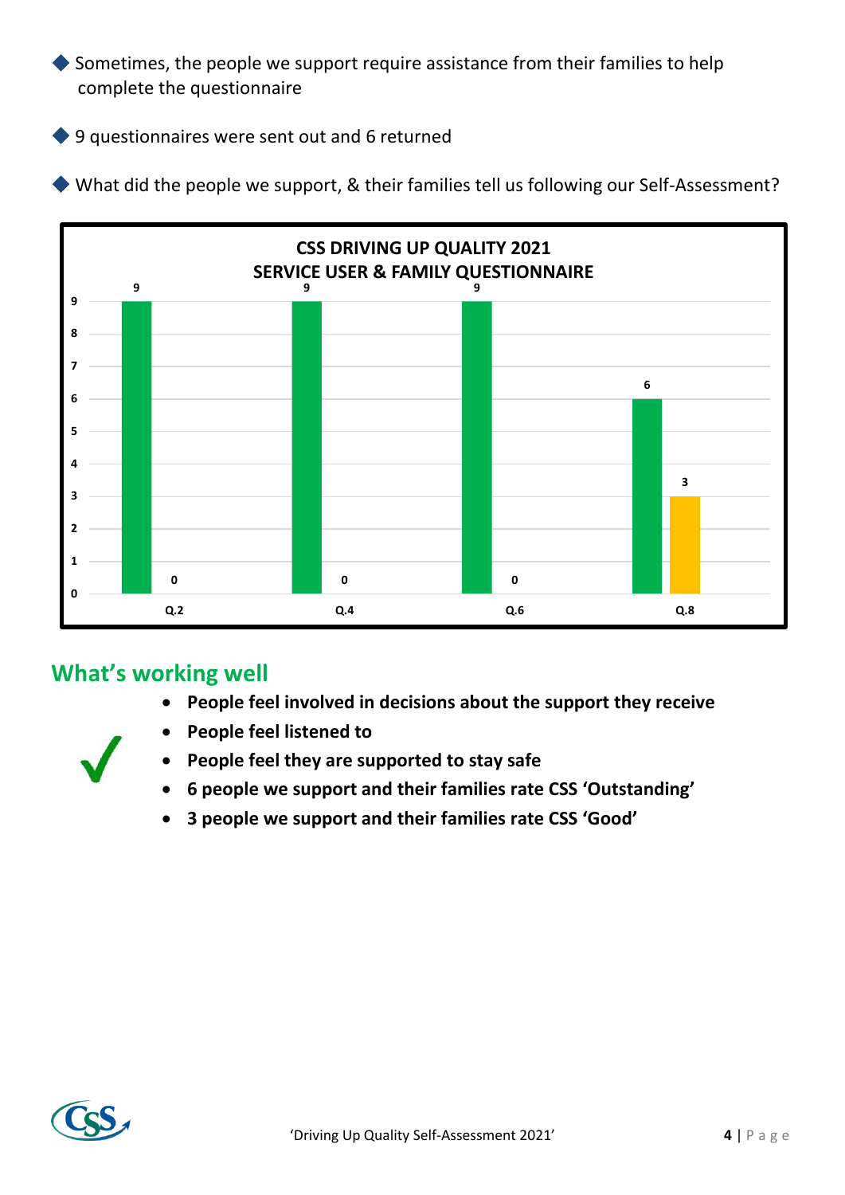- Sometimes, the people we support require assistance from their families to help complete the questionnaire
- 9 questionnaires were sent out and 6 returned
- What did the people we support, & their families tell us following our Self-Assessment?

**CSS DRIVING UP QUALITY 2021**
**SERVICE USER & FAMILY QUESTIONNAIRE**

| | Green | Yellow |
|---|---|---|
| Q.2 | 9 | 0 |
| Q.4 | 9 | 0 |
| Q.6 | 9 | 0 |
| Q.8 | 6 | 3 |

## What's working well

- **People feel involved in decisions about the support they receive**
- **People feel listened to**
- **People feel they are supported to stay safe**
- **6 people we support and their families rate CSS 'Outstanding'**
- **3 people we support and their families rate CSS 'Good'**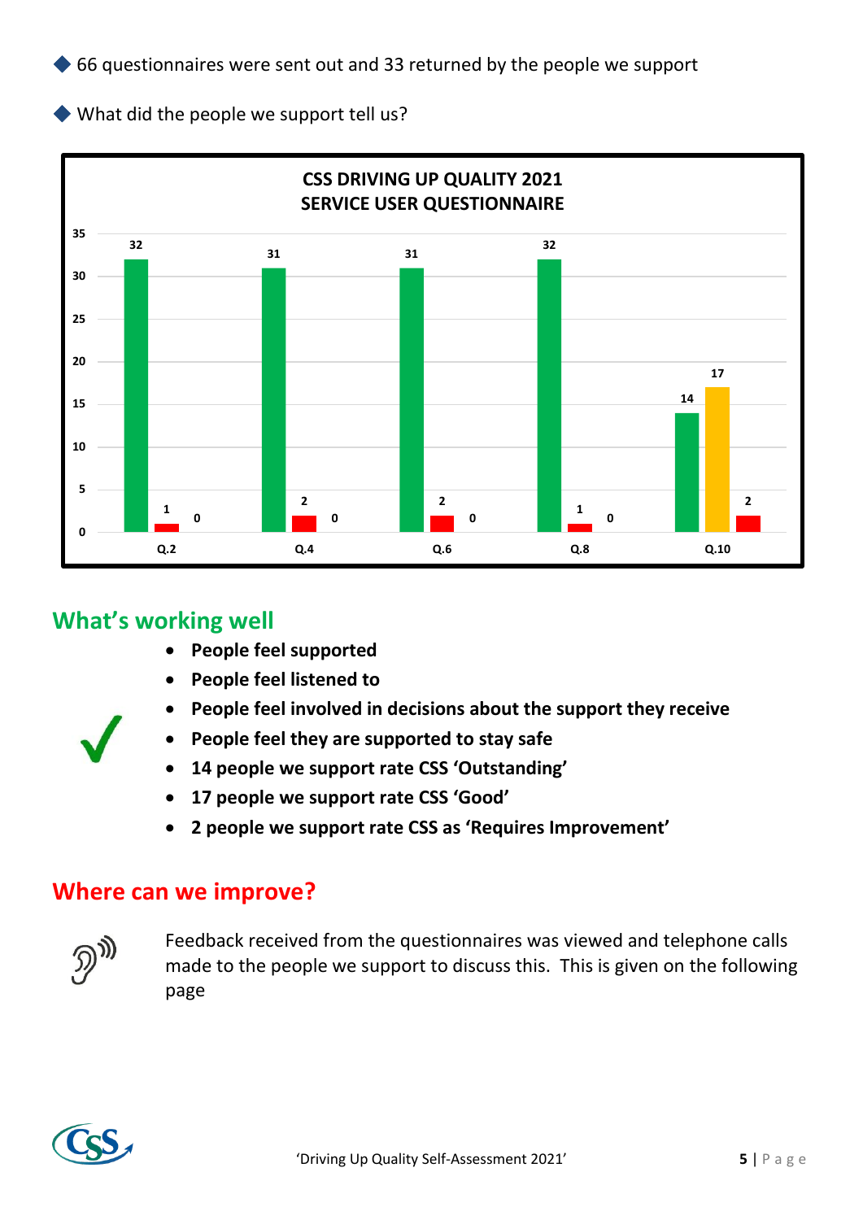◆ 66 questionnaires were sent out and 33 returned by the people we support

◆ What did the people we support tell us?

**CSS DRIVING UP QUALITY 2021**
**SERVICE USER QUESTIONNAIRE**

| | Green | Red/Amber | Red |
|---|---|---|---|
| Q.2 | 32 | 1 | 0 |
| Q.4 | 31 | 2 | 0 |
| Q.6 | 31 | 2 | 0 |
| Q.8 | 32 | 1 | 0 |
| Q.10 | 14 | 17 | 2 |

## What's working well

- **People feel supported**
- **People feel listened to**
- **People feel involved in decisions about the support they receive**
- **People feel they are supported to stay safe**
- **14 people we support rate CSS 'Outstanding'**
- **17 people we support rate CSS 'Good'**
- **2 people we support rate CSS as 'Requires Improvement'**

## Where can we improve?

Feedback received from the questionnaires was viewed and telephone calls made to the people we support to discuss this. This is given on the following page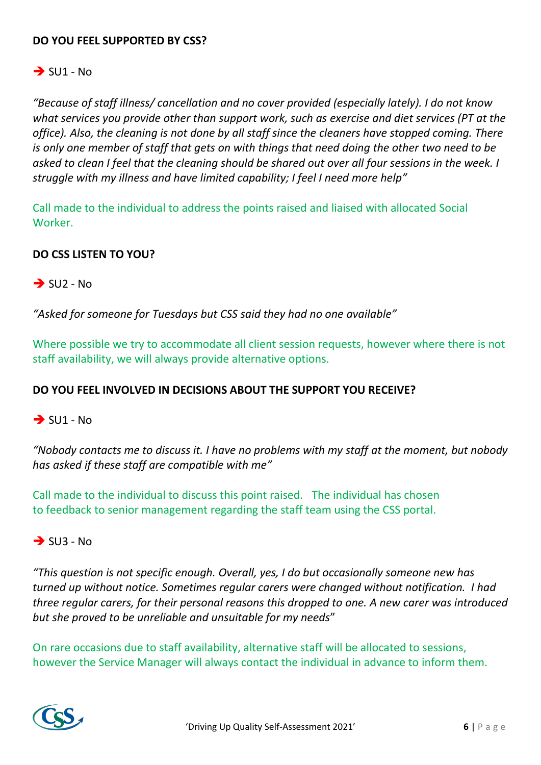**DO YOU FEEL SUPPORTED BY CSS?**

➔ SU1 - No

*"Because of staff illness/ cancellation and no cover provided (especially lately). I do not know what services you provide other than support work, such as exercise and diet services (PT at the office). Also, the cleaning is not done by all staff since the cleaners have stopped coming. There is only one member of staff that gets on with things that need doing the other two need to be asked to clean I feel that the cleaning should be shared out over all four sessions in the week. I struggle with my illness and have limited capability; I feel I need more help"*

Call made to the individual to address the points raised and liaised with allocated Social Worker.

**DO CSS LISTEN TO YOU?**

➔ SU2 - No

*"Asked for someone for Tuesdays but CSS said they had no one available"*

Where possible we try to accommodate all client session requests, however where there is not staff availability, we will always provide alternative options.

**DO YOU FEEL INVOLVED IN DECISIONS ABOUT THE SUPPORT YOU RECEIVE?**

➔ SU1 - No

*"Nobody contacts me to discuss it. I have no problems with my staff at the moment, but nobody has asked if these staff are compatible with me"*

Call made to the individual to discuss this point raised. The individual has chosen to feedback to senior management regarding the staff team using the CSS portal.

➔ SU3 - No

*"This question is not specific enough. Overall, yes, I do but occasionally someone new has turned up without notice. Sometimes regular carers were changed without notification. I had three regular carers, for their personal reasons this dropped to one. A new carer was introduced but she proved to be unreliable and unsuitable for my needs"*

On rare occasions due to staff availability, alternative staff will be allocated to sessions, however the Service Manager will always contact the individual in advance to inform them.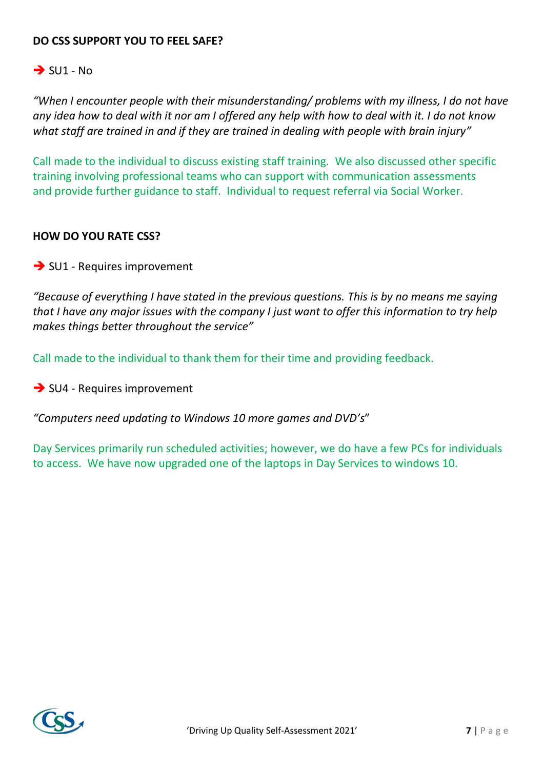**DO CSS SUPPORT YOU TO FEEL SAFE?**

➔ SU1 - No

*"When I encounter people with their misunderstanding/ problems with my illness, I do not have any idea how to deal with it nor am I offered any help with how to deal with it. I do not know what staff are trained in and if they are trained in dealing with people with brain injury"*

Call made to the individual to discuss existing staff training. We also discussed other specific training involving professional teams who can support with communication assessments and provide further guidance to staff. Individual to request referral via Social Worker.

**HOW DO YOU RATE CSS?**

➔ SU1 - Requires improvement

*"Because of everything I have stated in the previous questions. This is by no means me saying that I have any major issues with the company I just want to offer this information to try help makes things better throughout the service"*

Call made to the individual to thank them for their time and providing feedback.

➔ SU4 - Requires improvement

*"Computers need updating to Windows 10 more games and DVD's"*

Day Services primarily run scheduled activities; however, we do have a few PCs for individuals to access. We have now upgraded one of the laptops in Day Services to windows 10.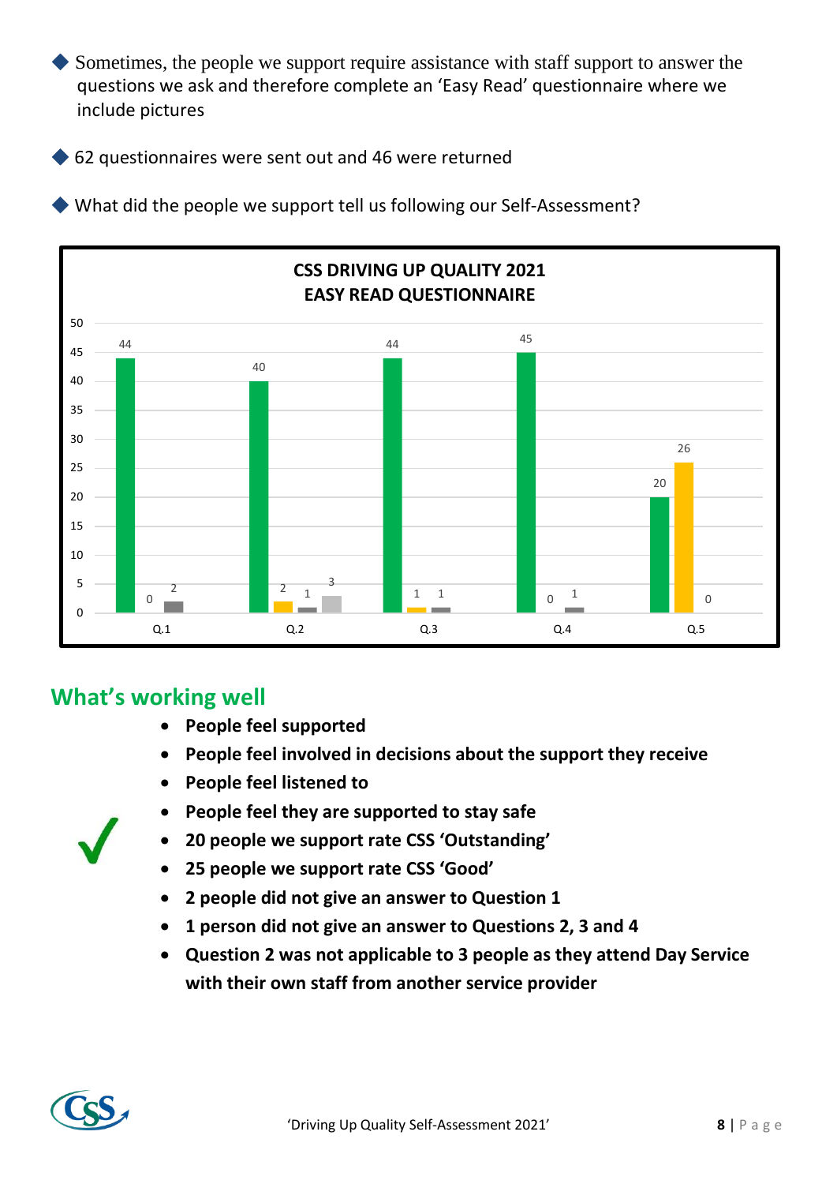- Sometimes, the people we support require assistance with staff support to answer the questions we ask and therefore complete an 'Easy Read' questionnaire where we include pictures
- 62 questionnaires were sent out and 46 were returned
- What did the people we support tell us following our Self-Assessment?

**CSS DRIVING UP QUALITY 2021**
**EASY READ QUESTIONNAIRE**

| | Q.1 | Q.2 | Q.3 | Q.4 | Q.5 |
|---|---|---|---|---|---|
| Green | 44 | 40 | 44 | 45 | 20 |
| Yellow | 0 | 2 | 1 | 0 | 26 |
| Dark grey | 2 | 1 | 1 | 1 | 0 |
| Light grey | | 3 | | | |

## What's working well

- **People feel supported**
- **People feel involved in decisions about the support they receive**
- **People feel listened to**
- **People feel they are supported to stay safe**
- **20 people we support rate CSS 'Outstanding'**
- **25 people we support rate CSS 'Good'**
- **2 people did not give an answer to Question 1**
- **1 person did not give an answer to Questions 2, 3 and 4**
- **Question 2 was not applicable to 3 people as they attend Day Service with their own staff from another service provider**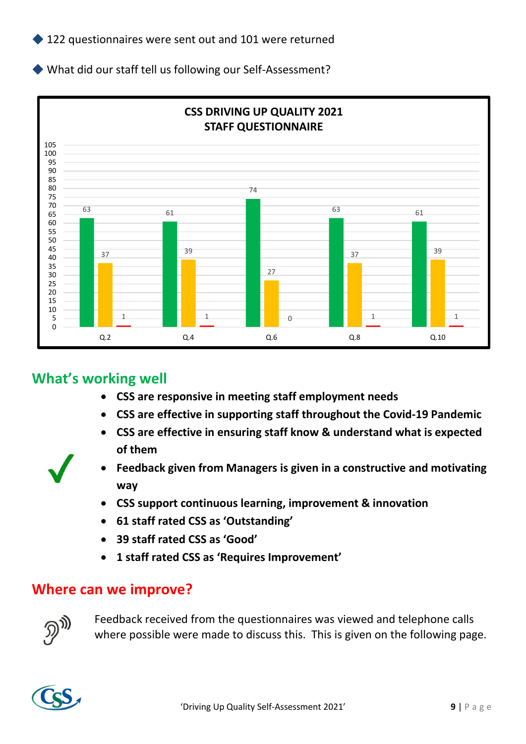- 122 questionnaires were sent out and 101 were returned
- What did our staff tell us following our Self-Assessment?

**CSS DRIVING UP QUALITY 2021 STAFF QUESTIONNAIRE**

| | Q.2 | Q.4 | Q.6 | Q.8 | Q.10 |
|---|---|---|---|---|---|
| Green | 63 | 61 | 74 | 63 | 61 |
| Amber | 37 | 39 | 27 | 37 | 39 |
| Red | 1 | 1 | 0 | 1 | 1 |

## What's working well

- **CSS are responsive in meeting staff employment needs**
- **CSS are effective in supporting staff throughout the Covid-19 Pandemic**
- **CSS are effective in ensuring staff know & understand what is expected of them**
- **Feedback given from Managers is given in a constructive and motivating way**
- **CSS support continuous learning, improvement & innovation**
- **61 staff rated CSS as 'Outstanding'**
- **39 staff rated CSS as 'Good'**
- **1 staff rated CSS as 'Requires Improvement'**

## Where can we improve?

Feedback received from the questionnaires was viewed and telephone calls where possible were made to discuss this. This is given on the following page.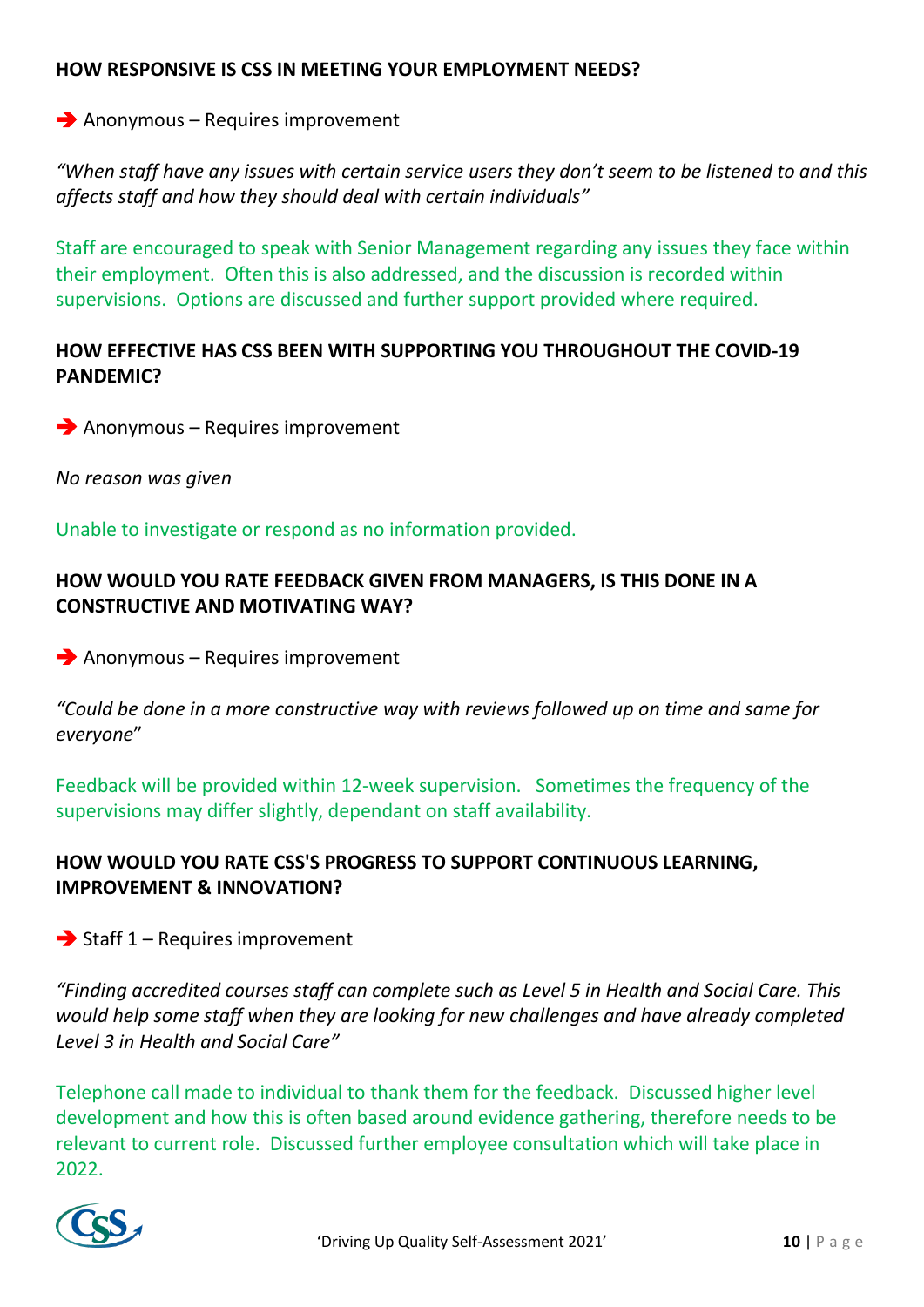**HOW RESPONSIVE IS CSS IN MEETING YOUR EMPLOYMENT NEEDS?**

➔ Anonymous – Requires improvement

*"When staff have any issues with certain service users they don't seem to be listened to and this affects staff and how they should deal with certain individuals"*

Staff are encouraged to speak with Senior Management regarding any issues they face within their employment. Often this is also addressed, and the discussion is recorded within supervisions. Options are discussed and further support provided where required.

**HOW EFFECTIVE HAS CSS BEEN WITH SUPPORTING YOU THROUGHOUT THE COVID-19 PANDEMIC?**

➔ Anonymous – Requires improvement

*No reason was given*

Unable to investigate or respond as no information provided.

**HOW WOULD YOU RATE FEEDBACK GIVEN FROM MANAGERS, IS THIS DONE IN A CONSTRUCTIVE AND MOTIVATING WAY?**

➔ Anonymous – Requires improvement

*"Could be done in a more constructive way with reviews followed up on time and same for everyone"*

Feedback will be provided within 12-week supervision. Sometimes the frequency of the supervisions may differ slightly, dependant on staff availability.

**HOW WOULD YOU RATE CSS'S PROGRESS TO SUPPORT CONTINUOUS LEARNING, IMPROVEMENT & INNOVATION?**

➔ Staff 1 – Requires improvement

*"Finding accredited courses staff can complete such as Level 5 in Health and Social Care. This would help some staff when they are looking for new challenges and have already completed Level 3 in Health and Social Care"*

Telephone call made to individual to thank them for the feedback. Discussed higher level development and how this is often based around evidence gathering, therefore needs to be relevant to current role. Discussed further employee consultation which will take place in 2022.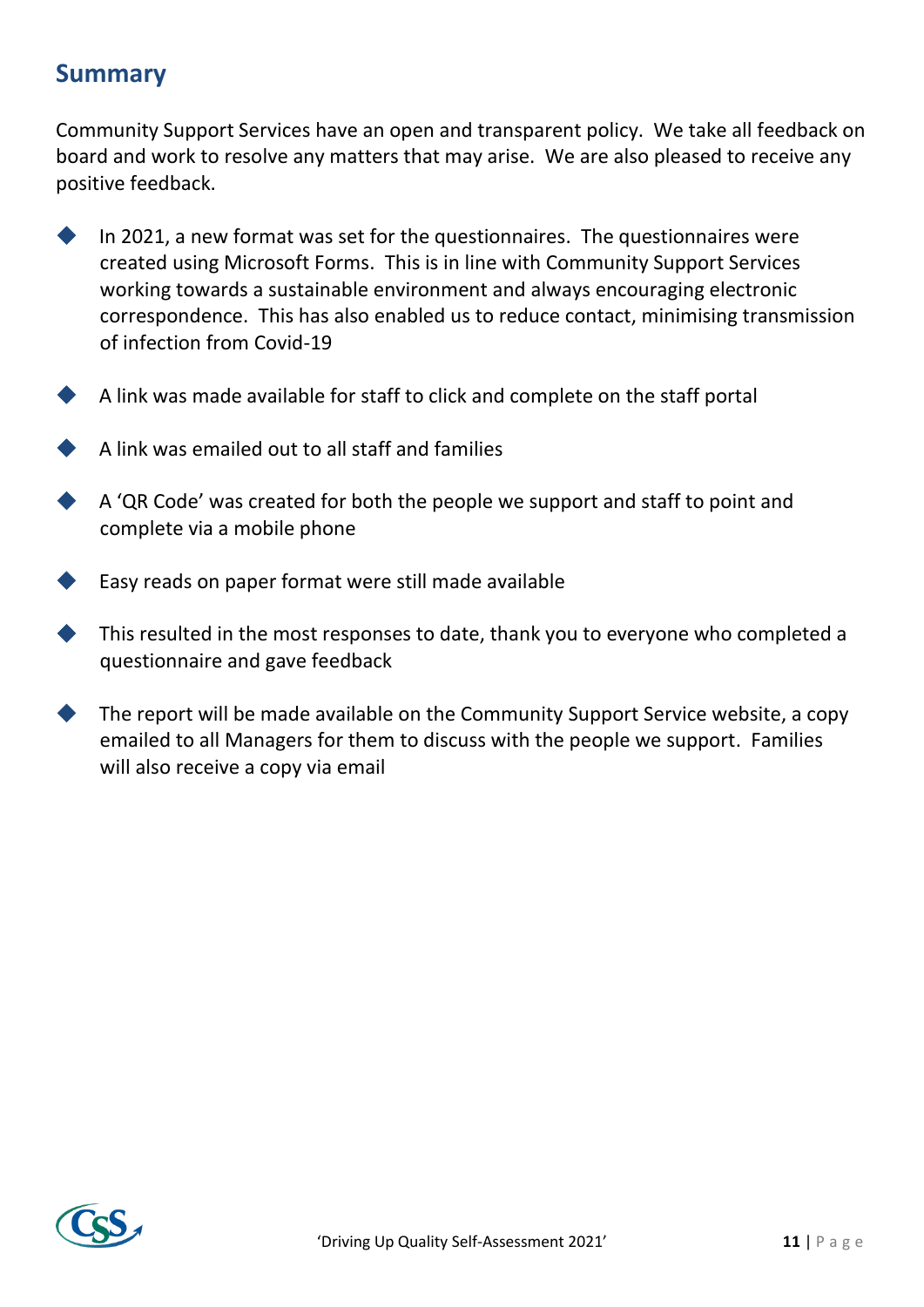## Summary

Community Support Services have an open and transparent policy. We take all feedback on board and work to resolve any matters that may arise. We are also pleased to receive any positive feedback.

- In 2021, a new format was set for the questionnaires. The questionnaires were created using Microsoft Forms. This is in line with Community Support Services working towards a sustainable environment and always encouraging electronic correspondence. This has also enabled us to reduce contact, minimising transmission of infection from Covid-19
- A link was made available for staff to click and complete on the staff portal
- A link was emailed out to all staff and families
- A 'QR Code' was created for both the people we support and staff to point and complete via a mobile phone
- Easy reads on paper format were still made available
- This resulted in the most responses to date, thank you to everyone who completed a questionnaire and gave feedback
- The report will be made available on the Community Support Service website, a copy emailed to all Managers for them to discuss with the people we support. Families will also receive a copy via email